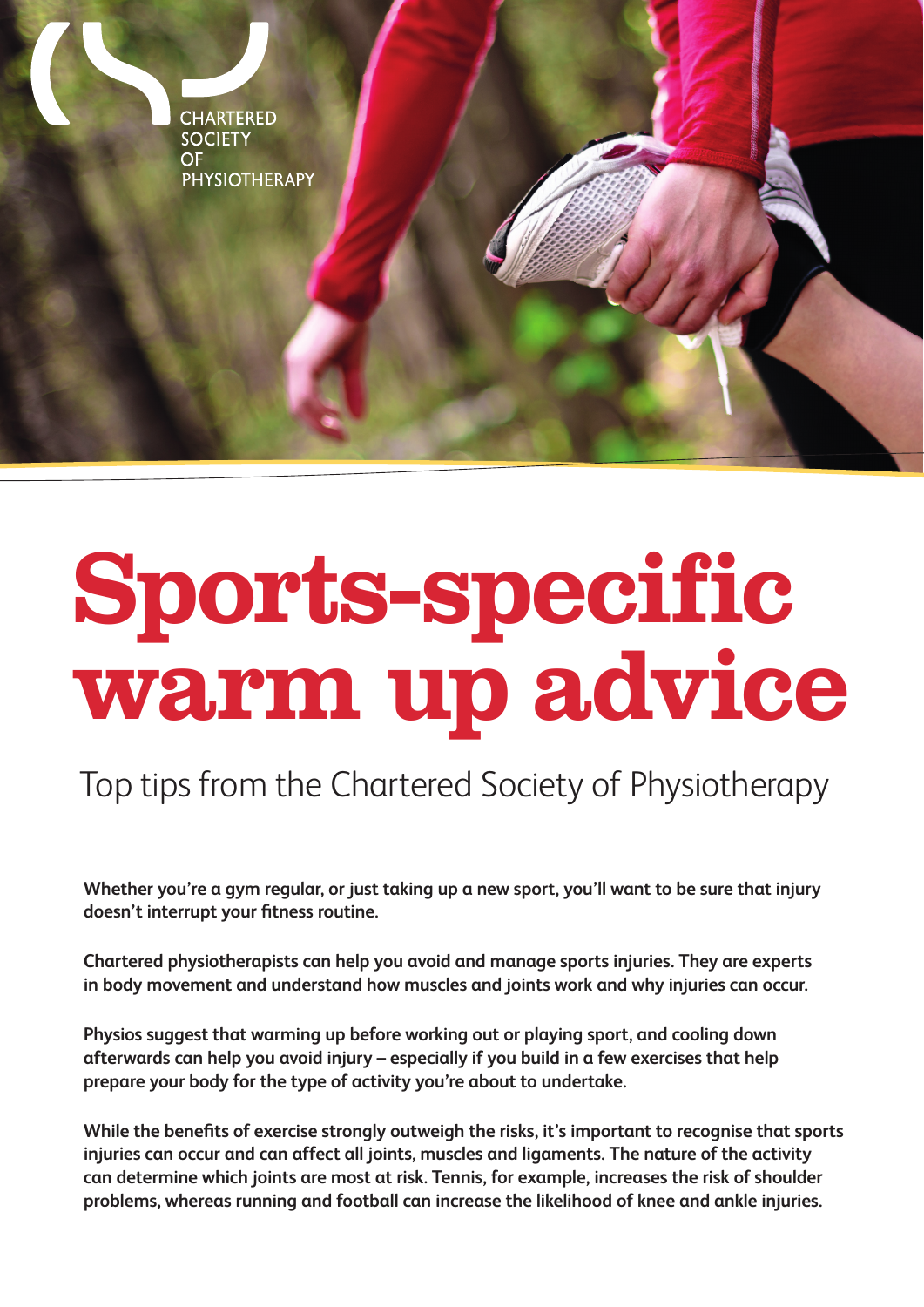CHARTERED SOCIETY OF PHYSIOTHERAPY

# Sports-specific warm up advice

## Top tips from the Chartered Society of Physiotherapy

**Whether you're a gym regular, or just taking up a new sport, you'll want to be sure that injury doesn't interrupt your fitness routine.**

**Chartered physiotherapists can help you avoid and manage sports injuries. They are experts in body movement and understand how muscles and joints work and why injuries can occur.**

**Physios suggest that warming up before working out or playing sport, and cooling down afterwards can help you avoid injury – especially if you build in a few exercises that help prepare your body for the type of activity you're about to undertake.**

**While the benefits of exercise strongly outweigh the risks, it's important to recognise that sports injuries can occur and can affect all joints, muscles and ligaments. The nature of the activity can determine which joints are most at risk. Tennis, for example, increases the risk of shoulder problems, whereas running and football can increase the likelihood of knee and ankle injuries.**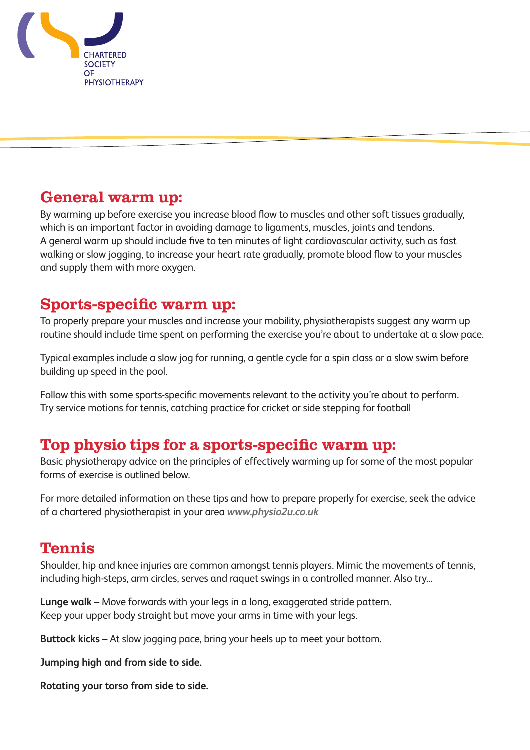## General warm up:

By warming up before exercise you increase blood flow to muscles and other soft tissues gradually, which is an important factor in avoiding damage to ligaments, muscles, joints and tendons. A general warm up should include five to ten minutes of light cardiovascular activity, such as fast walking or slow jogging, to increase your heart rate gradually, promote blood flow to your muscles and supply them with more oxygen.

## Sports-specific warm up:

To properly prepare your muscles and increase your mobility, physiotherapists suggest any warm up routine should include time spent on performing the exercise you're about to undertake at a slow pace.

Typical examples include a slow jog for running, a gentle cycle for a spin class or a slow swim before building up speed in the pool.

Follow this with some sports-specific movements relevant to the activity you're about to perform. Try service motions for tennis, catching practice for cricket or side stepping for football

## Top physio tips for a sports-specific warm up:

Basic physiotherapy advice on the principles of effectively warming up for some of the most popular forms of exercise is outlined below.

For more detailed information on these tips and how to prepare properly for exercise, seek the advice of a chartered physiotherapist in your area ***www.physio2u.co.uk***

## Tennis

Shoulder, hip and knee injuries are common amongst tennis players. Mimic the movements of tennis, including high-steps, arm circles, serves and raquet swings in a controlled manner. Also try...

**Lunge walk** – Move forwards with your legs in a long, exaggerated stride pattern. Keep your upper body straight but move your arms in time with your legs.

**Buttock kicks** – At slow jogging pace, bring your heels up to meet your bottom.

**Jumping high and from side to side.**

**Rotating your torso from side to side.**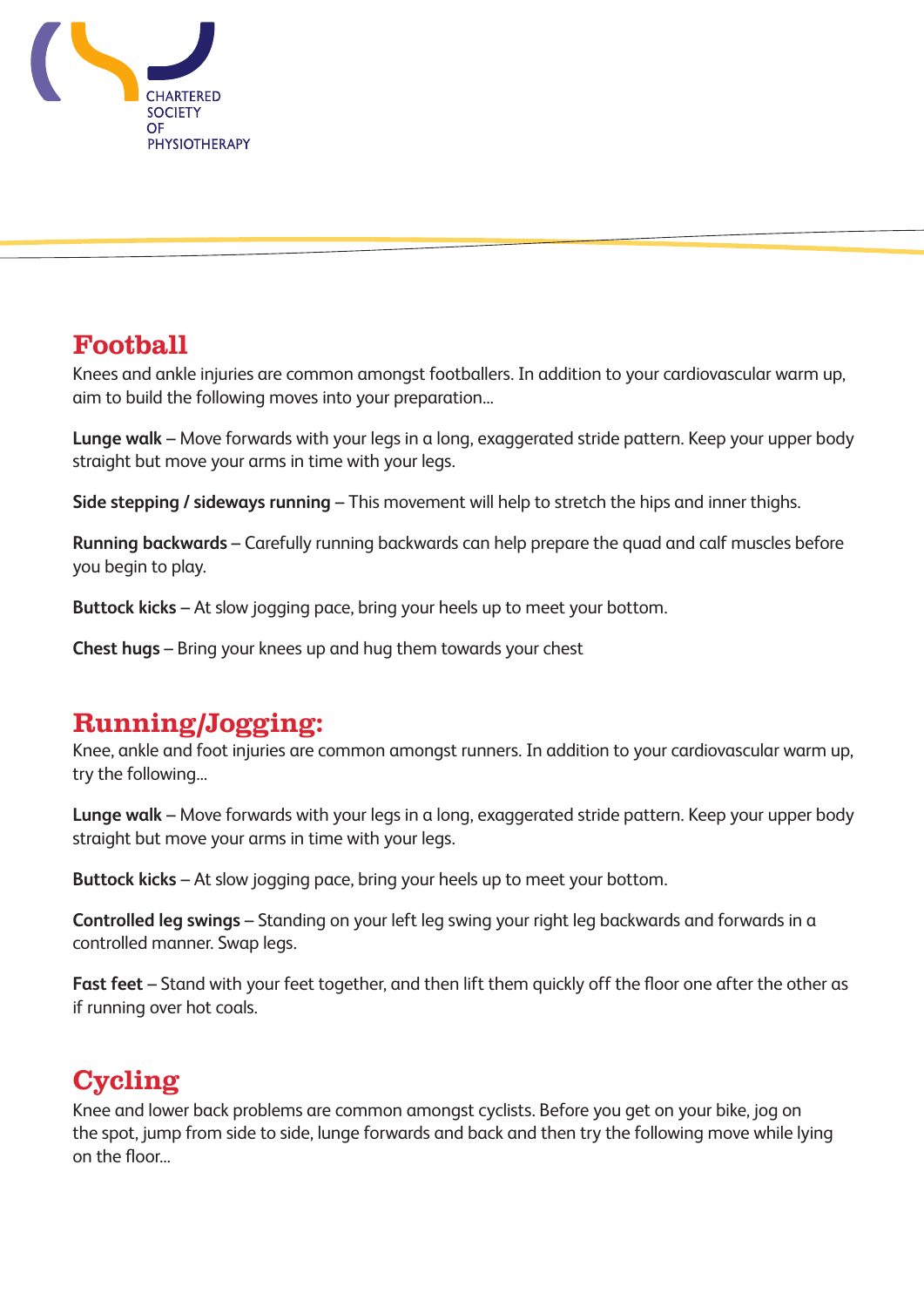CHARTERED SOCIETY OF PHYSIOTHERAPY

## Football

Knees and ankle injuries are common amongst footballers. In addition to your cardiovascular warm up, aim to build the following moves into your preparation...

**Lunge walk** – Move forwards with your legs in a long, exaggerated stride pattern. Keep your upper body straight but move your arms in time with your legs.

**Side stepping / sideways running** – This movement will help to stretch the hips and inner thighs.

**Running backwards** – Carefully running backwards can help prepare the quad and calf muscles before you begin to play.

**Buttock kicks** – At slow jogging pace, bring your heels up to meet your bottom.

**Chest hugs** – Bring your knees up and hug them towards your chest

## Running/Jogging:

Knee, ankle and foot injuries are common amongst runners. In addition to your cardiovascular warm up, try the following...

**Lunge walk** – Move forwards with your legs in a long, exaggerated stride pattern. Keep your upper body straight but move your arms in time with your legs.

**Buttock kicks** – At slow jogging pace, bring your heels up to meet your bottom.

**Controlled leg swings** – Standing on your left leg swing your right leg backwards and forwards in a controlled manner. Swap legs.

**Fast feet** – Stand with your feet together, and then lift them quickly off the floor one after the other as if running over hot coals.

## Cycling

Knee and lower back problems are common amongst cyclists. Before you get on your bike, jog on the spot, jump from side to side, lunge forwards and back and then try the following move while lying on the floor...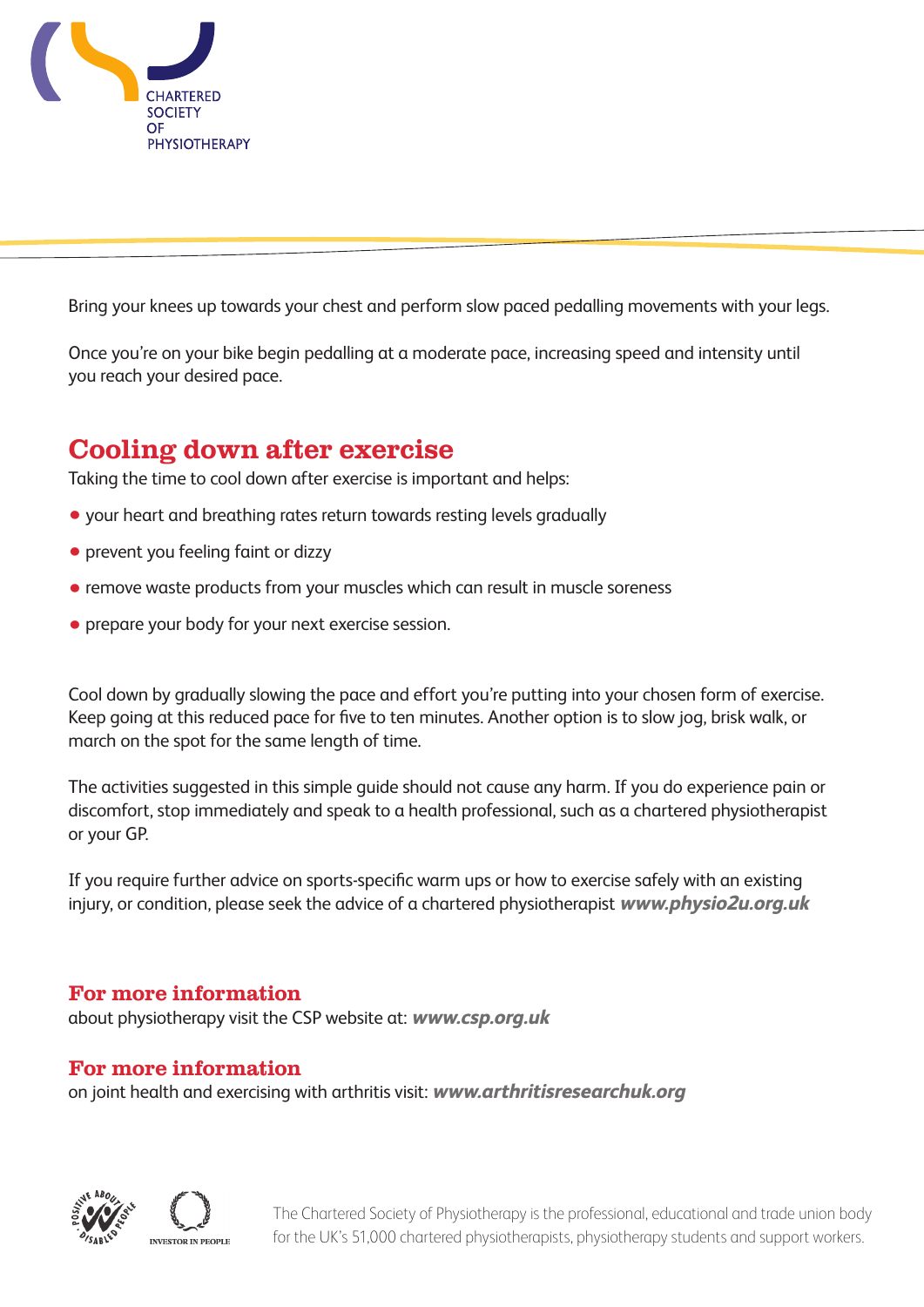Bring your knees up towards your chest and perform slow paced pedalling movements with your legs.

Once you're on your bike begin pedalling at a moderate pace, increasing speed and intensity until you reach your desired pace.

## Cooling down after exercise

Taking the time to cool down after exercise is important and helps:

- your heart and breathing rates return towards resting levels gradually
- prevent you feeling faint or dizzy
- remove waste products from your muscles which can result in muscle soreness
- prepare your body for your next exercise session.

Cool down by gradually slowing the pace and effort you're putting into your chosen form of exercise. Keep going at this reduced pace for five to ten minutes. Another option is to slow jog, brisk walk, or march on the spot for the same length of time.

The activities suggested in this simple guide should not cause any harm. If you do experience pain or discomfort, stop immediately and speak to a health professional, such as a chartered physiotherapist or your GP.

If you require further advice on sports-specific warm ups or how to exercise safely with an existing injury, or condition, please seek the advice of a chartered physiotherapist ***www.physio2u.org.uk***

### For more information

about physiotherapy visit the CSP website at: ***www.csp.org.uk***

### For more information

on joint health and exercising with arthritis visit: ***www.arthritisresearchuk.org***

The Chartered Society of Physiotherapy is the professional, educational and trade union body for the UK's 51,000 chartered physiotherapists, physiotherapy students and support workers.